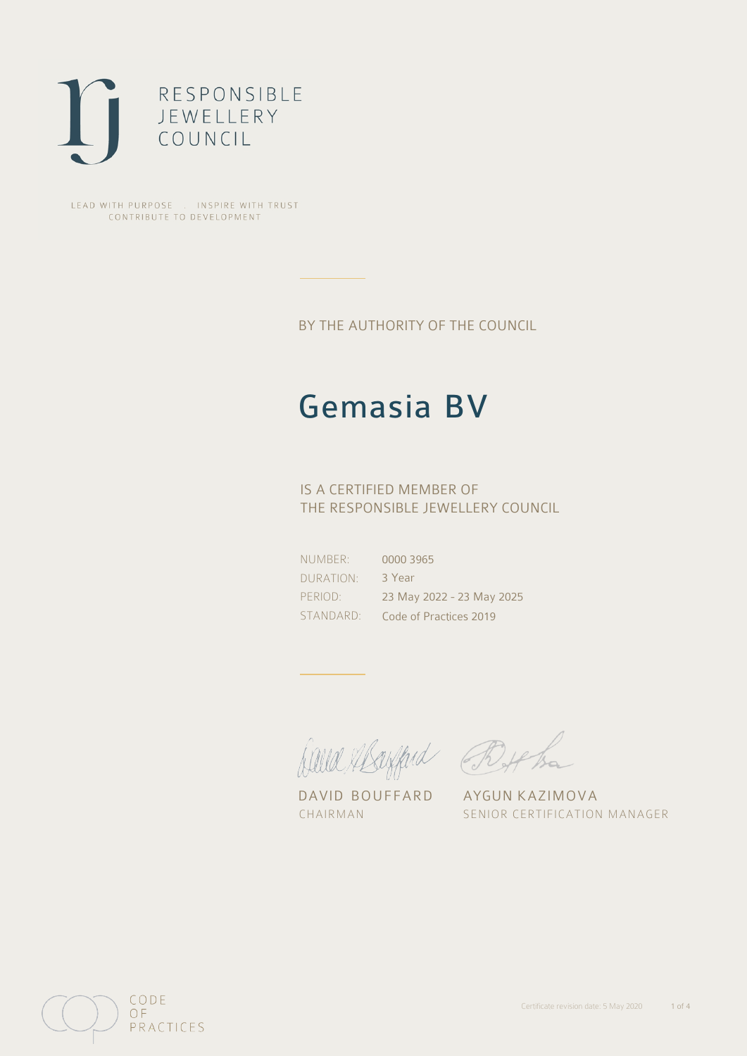RESPONSIBLE
JEWELLERY
COUNCIL

LEAD WITH PURPOSE . INSPIRE WITH TRUST
CONTRIBUTE TO DEVELOPMENT

BY THE AUTHORITY OF THE COUNCIL

# Gemasia BV

IS A CERTIFIED MEMBER OF
THE RESPONSIBLE JEWELLERY COUNCIL

| | |
|---|---|
| NUMBER: | 0000 3965 |
| DURATION: | 3 Year |
| PERIOD: | 23 May 2022 - 23 May 2025 |
| STANDARD: | Code of Practices 2019 |

DAVID BOUFFARD
CHAIRMAN

AYGUN KAZIMOVA
SENIOR CERTIFICATION MANAGER

CODE
OF
PRACTICES

Certificate revision date: 5 May 2020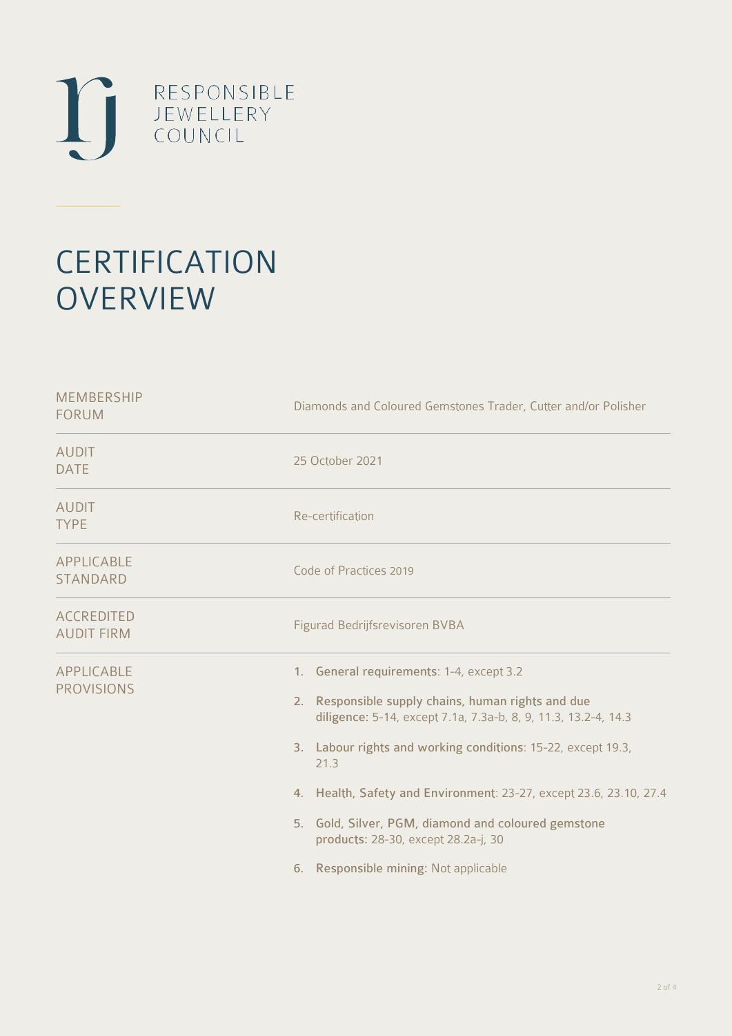RESPONSIBLE
JEWELLERY
COUNCIL

# CERTIFICATION OVERVIEW

| | |
|---|---|
| MEMBERSHIP FORUM | Diamonds and Coloured Gemstones Trader, Cutter and/or Polisher |
| AUDIT DATE | 25 October 2021 |
| AUDIT TYPE | Re-certification |
| APPLICABLE STANDARD | Code of Practices 2019 |
| ACCREDITED AUDIT FIRM | Figurad Bedrijfsrevisoren BVBA |
| APPLICABLE PROVISIONS | 1. **General requirements**: 1-4, except 3.2<br>2. **Responsible supply chains, human rights and due diligence**: 5-14, except 7.1a, 7.3a-b, 8, 9, 11.3, 13.2-4, 14.3<br>3. **Labour rights and working conditions**: 15-22, except 19.3, 21.3<br>4. **Health, Safety and Environment**: 23-27, except 23.6, 23.10, 27.4<br>5. **Gold, Silver, PGM, diamond and coloured gemstone products**: 28-30, except 28.2a-j, 30<br>6. **Responsible mining**: Not applicable |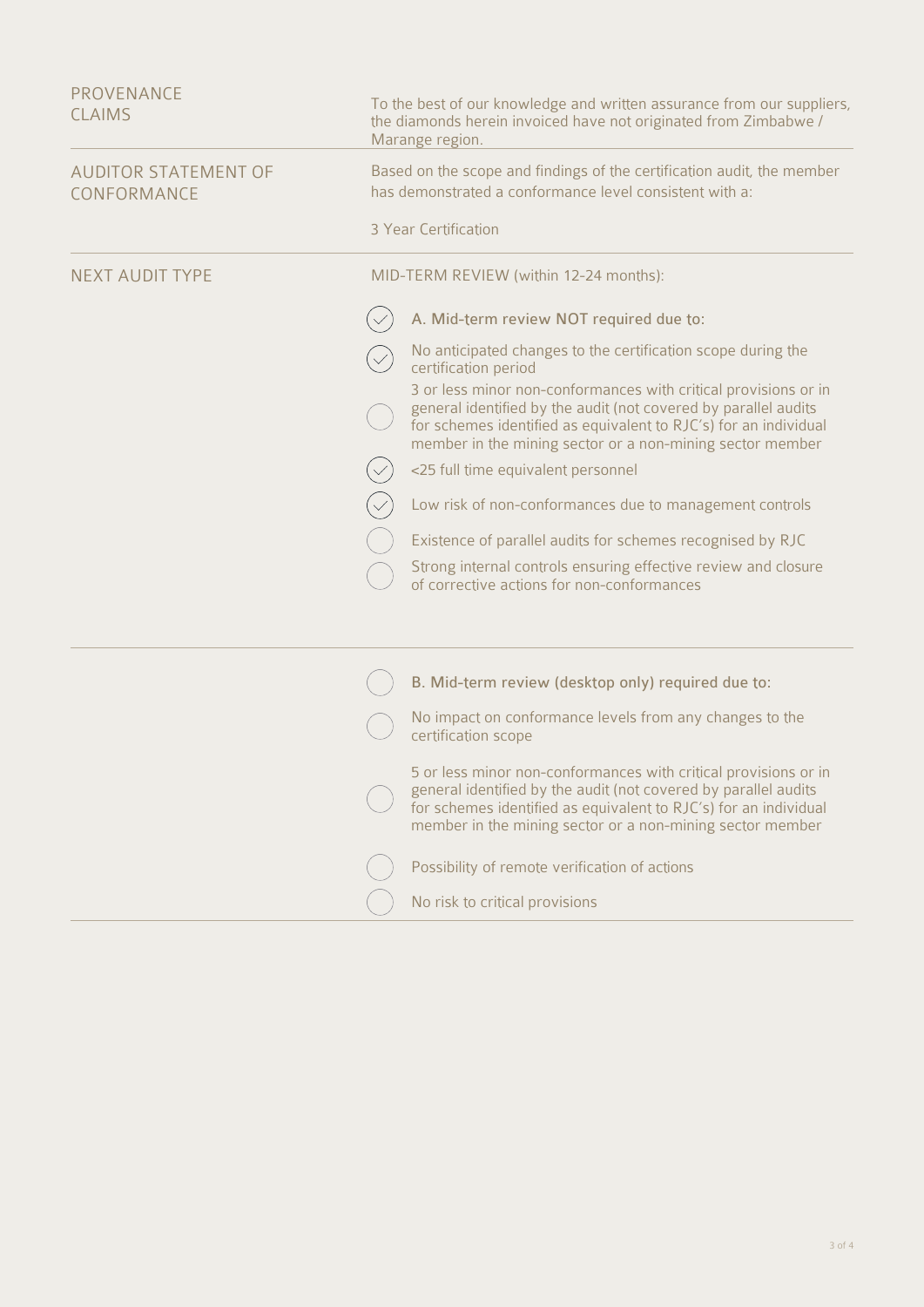| | |
|---|---|
| PROVENANCE CLAIMS | To the best of our knowledge and written assurance from our suppliers, the diamonds herein invoiced have not originated from Zimbabwe / Marange region. |
| AUDITOR STATEMENT OF CONFORMANCE | Based on the scope and findings of the certification audit, the member has demonstrated a conformance level consistent with a:<br><br>3 Year Certification |
| NEXT AUDIT TYPE | MID-TERM REVIEW (within 12-24 months): |

- [x] A. Mid-term review NOT required due to:
  - [x] No anticipated changes to the certification scope during the certification period
  - [ ] 3 or less minor non-conformances with critical provisions or in general identified by the audit (not covered by parallel audits for schemes identified as equivalent to RJC's) for an individual member in the mining sector or a non-mining sector member
  - [x] <25 full time equivalent personnel
  - [x] Low risk of non-conformances due to management controls
  - [ ] Existence of parallel audits for schemes recognised by RJC
  - [ ] Strong internal controls ensuring effective review and closure of corrective actions for non-conformances

- [ ] B. Mid-term review (desktop only) required due to:
  - [ ] No impact on conformance levels from any changes to the certification scope
  - [ ] 5 or less minor non-conformances with critical provisions or in general identified by the audit (not covered by parallel audits for schemes identified as equivalent to RJC's) for an individual member in the mining sector or a non-mining sector member
  - [ ] Possibility of remote verification of actions
  - [ ] No risk to critical provisions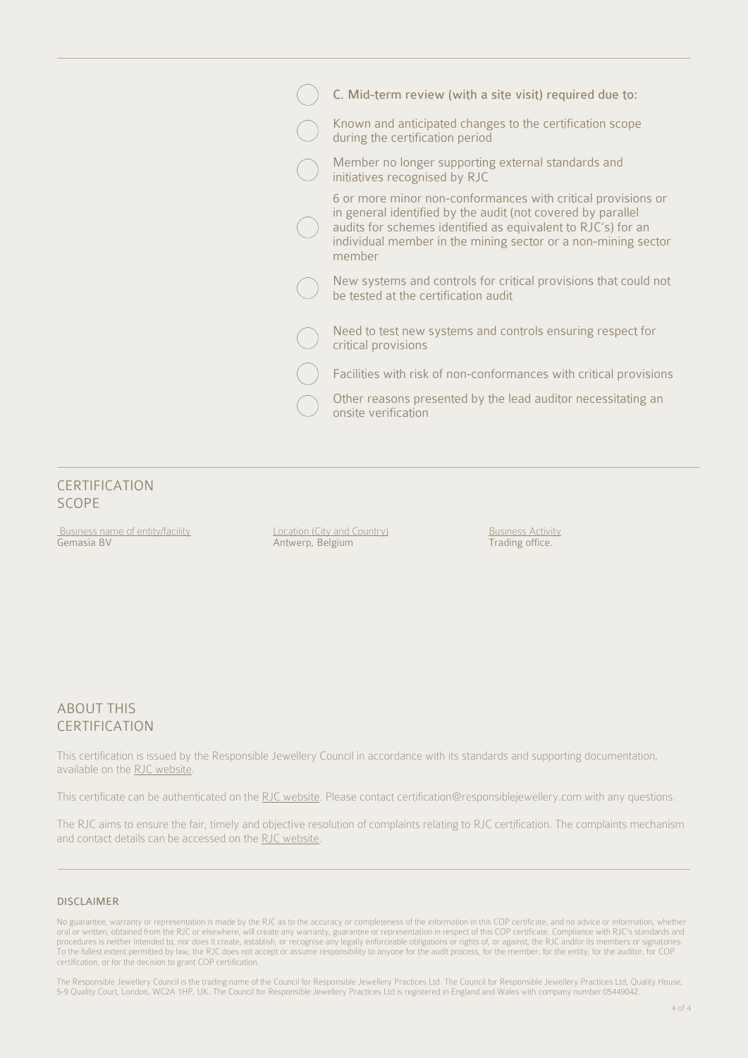C. Mid-term review (with a site visit) required due to:

- Known and anticipated changes to the certification scope during the certification period
- Member no longer supporting external standards and initiatives recognised by RJC
- 6 or more minor non-conformances with critical provisions or in general identified by the audit (not covered by parallel audits for schemes identified as equivalent to RJC's) for an individual member in the mining sector or a non-mining sector member
- New systems and controls for critical provisions that could not be tested at the certification audit
- Need to test new systems and controls ensuring respect for critical provisions
- Facilities with risk of non-conformances with critical provisions
- Other reasons presented by the lead auditor necessitating an onsite verification

## CERTIFICATION SCOPE

| Business name of entity/facility | Location (City and Country) | Business Activity |
| --- | --- | --- |
| Gemasia BV | Antwerp, Belgium | Trading office. |

## ABOUT THIS CERTIFICATION

This certification is issued by the Responsible Jewellery Council in accordance with its standards and supporting documentation, available on the RJC website.

This certificate can be authenticated on the RJC website. Please contact certification@responsiblejewellery.com with any questions.

The RJC aims to ensure the fair, timely and objective resolution of complaints relating to RJC certification. The complaints mechanism and contact details can be accessed on the RJC website.

### DISCLAIMER

No guarantee, warranty or representation is made by the RJC as to the accuracy or completeness of the information in this COP certificate, and no advice or information, whether oral or written, obtained from the RJC or elsewhere, will create any warranty, guarantee or representation in respect of this COP certificate. Compliance with RJC's standards and procedures is neither intended to, nor does it create, establish, or recognise any legally enforceable obligations or rights of, or against, the RJC and/or its members or signatories. To the fullest extent permitted by law, the RJC does not accept or assume responsibility to anyone for the audit process, for the member, for the entity, for the auditor, for COP certification, or for the decision to grant COP certification.

The Responsible Jewellery Council is the trading name of the Council for Responsible Jewellery Practices Ltd. The Council for Responsible Jewellery Practices Ltd, Quality House, 5-9 Quality Court, London, WC2A 1HP, UK. The Council for Responsible Jewellery Practices Ltd is registered in England and Wales with company number 05449042.